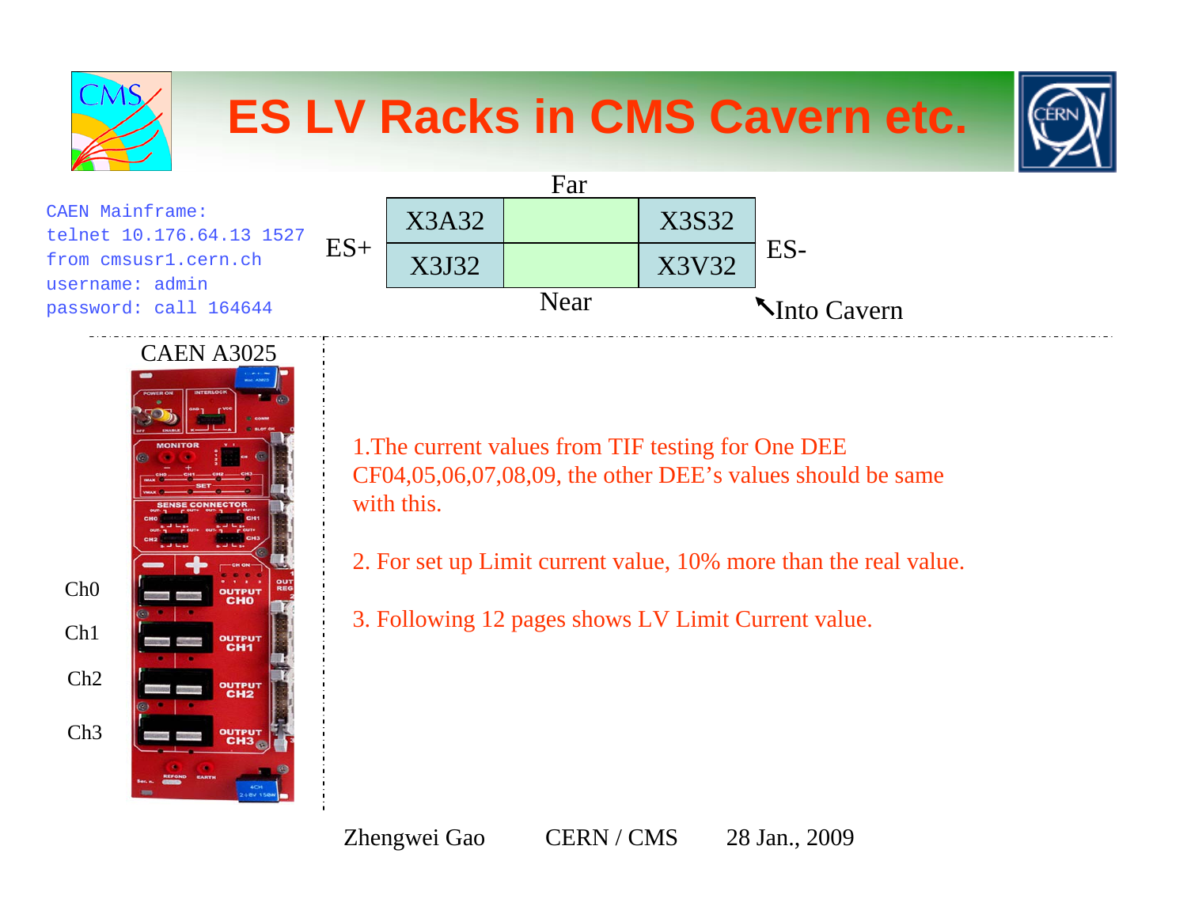# ES LV Racks in CMS Cavern etc.

```
CAEN Mainframe:
telnet 10.176.64.13 1527
from cmsusr1.cern.ch
username: admin
password: call 164644
```

Far

| ES+ | | | | ES- |
|---|---|---|---|---|
| | X3A32 | | X3S32 | |
| | X3J32 | | X3V32 | |

Near

↖Into Cavern

CAEN A3025

Ch0

Ch1

Ch2

Ch3

1.The current values from TIF testing for One DEE CF04,05,06,07,08,09, the other DEE's values should be same with this.

2. For set up Limit current value, 10% more than the real value.

3. Following 12 pages shows LV Limit Current value.

Zhengwei Gao CERN / CMS 28 Jan., 2009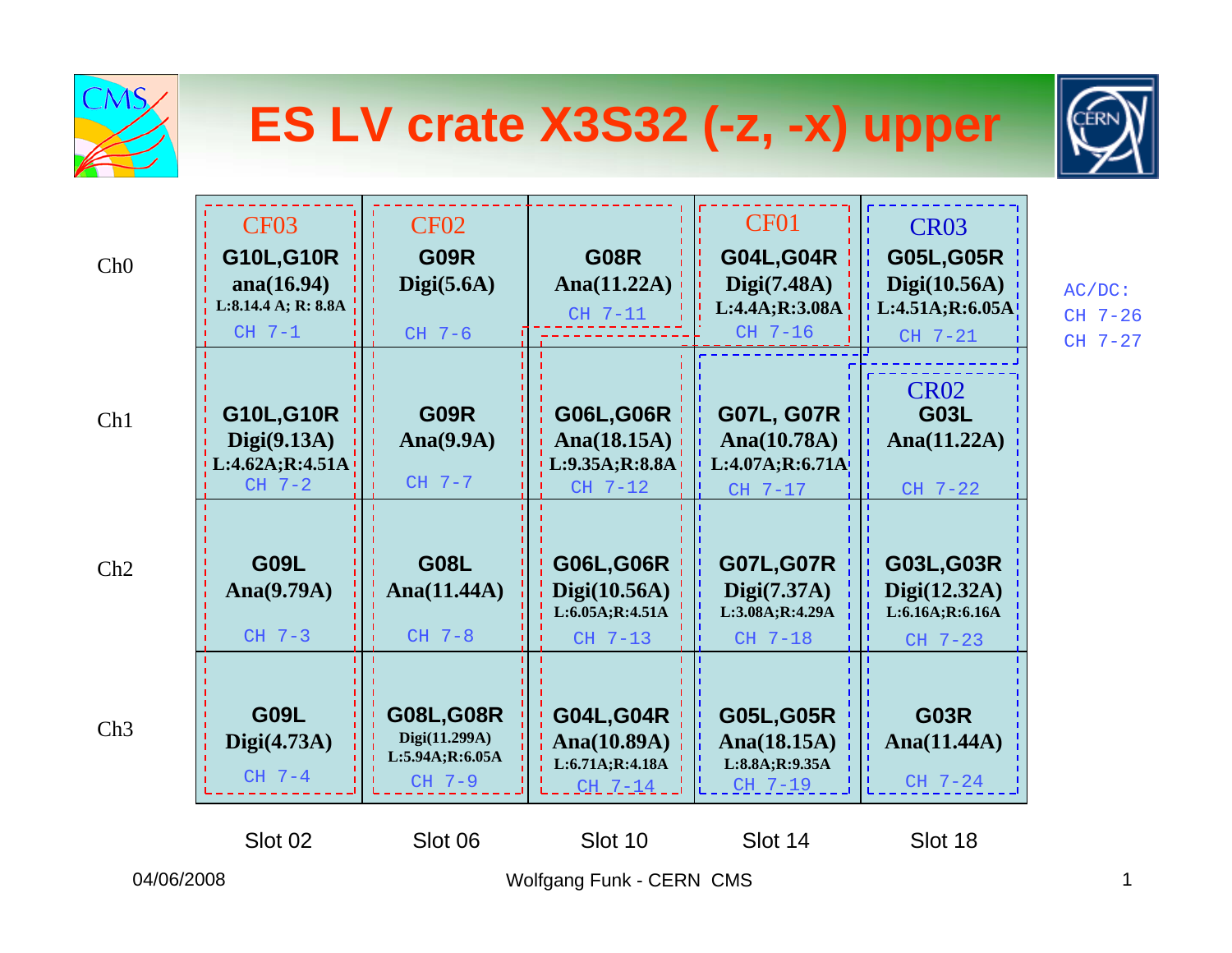# ES LV crate X3S32 (-z, -x) upper

| | Slot 02 | Slot 06 | Slot 10 | Slot 14 | Slot 18 |
|---|---|---|---|---|---|
| Ch0 | CF03 **G10L,G10R** ana(16.94) L:8.14.4 A; R: 8.8A CH 7-1 | CF02 **G09R** Digi(5.6A) CH 7-6 | **G08R** Ana(11.22A) CH 7-11 | CF01 **G04L,G04R** Digi(7.48A) L:4.4A;R:3.08A CH 7-16 | CR03 **G05L,G05R** Digi(10.56A) L:4.51A;R:6.05A CH 7-21 |
| Ch1 | **G10L,G10R** Digi(9.13A) L:4.62A;R:4.51A CH 7-2 | **G09R** Ana(9.9A) CH 7-7 | **G06L,G06R** Ana(18.15A) L:9.35A;R:8.8A CH 7-12 | **G07L, G07R** Ana(10.78A) L:4.07A;R:6.71A CH 7-17 | CR02 **G03L** Ana(11.22A) CH 7-22 |
| Ch2 | **G09L** Ana(9.79A) CH 7-3 | **G08L** Ana(11.44A) CH 7-8 | **G06L,G06R** Digi(10.56A) L:6.05A;R:4.51A CH 7-13 | **G07L,G07R** Digi(7.37A) L:3.08A;R:4.29A CH 7-18 | **G03L,G03R** Digi(12.32A) L:6.16A;R:6.16A CH 7-23 |
| Ch3 | **G09L** Digi(4.73A) CH 7-4 | **G08L,G08R** Digi(11.299A) L:5.94A;R:6.05A CH 7-9 | **G04L,G04R** Ana(10.89A) L:6.71A;R:4.18A CH 7-14 | **G05L,G05R** Ana(18.15A) L:8.8A;R:9.35A CH 7-19 | **G03R** Ana(11.44A) CH 7-24 |

AC/DC:
CH 7-26
CH 7-27

04/06/2008

Wolfgang Funk - CERN CMS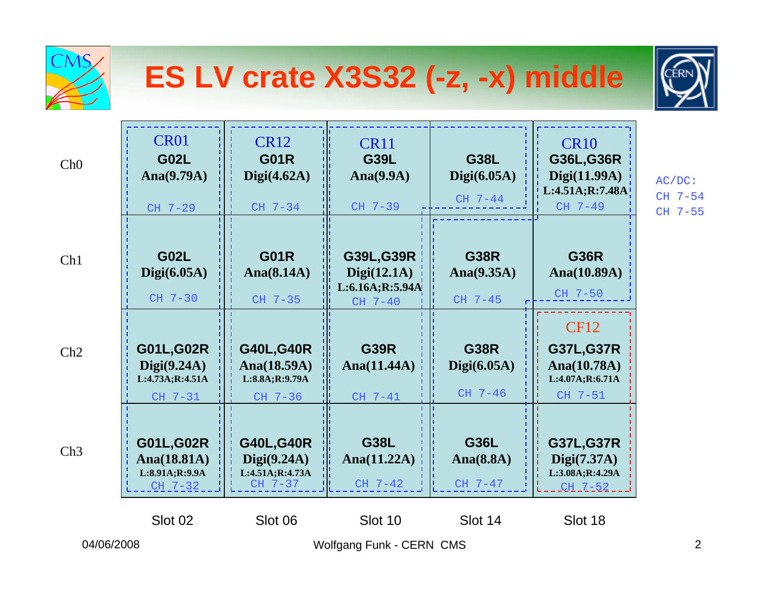# ES LV crate X3S32 (-z, -x) middle

|  | Slot 02 | Slot 06 | Slot 10 | Slot 14 | Slot 18 |
|---|---|---|---|---|---|
| Ch0 | CR01<br>G02L<br>Ana(9.79A)<br>CH 7-29 | CR12<br>G01R<br>Digi(4.62A)<br>CH 7-34 | CR11<br>G39L<br>Ana(9.9A)<br>CH 7-39 | G38L<br>Digi(6.05A)<br>CH 7-44 | CR10<br>G36L,G36R<br>Digi(11.99A)<br>L:4.51A;R:7.48A<br>CH 7-49 |
| Ch1 | G02L<br>Digi(6.05A)<br>CH 7-30 | G01R<br>Ana(8.14A)<br>CH 7-35 | G39L,G39R<br>Digi(12.1A)<br>L:6.16A;R:5.94A<br>CH 7-40 | G38R<br>Ana(9.35A)<br>CH 7-45 | G36R<br>Ana(10.89A)<br>CH 7-50 |
| Ch2 | G01L,G02R<br>Digi(9.24A)<br>L:4.73A;R:4.51A<br>CH 7-31 | G40L,G40R<br>Ana(18.59A)<br>L:8.8A;R:9.79A<br>CH 7-36 | G39R<br>Ana(11.44A)<br>CH 7-41 | G38R<br>Digi(6.05A)<br>CH 7-46 | CF12<br>G37L,G37R<br>Ana(10.78A)<br>L:4.07A;R:6.71A<br>CH 7-51 |
| Ch3 | G01L,G02R<br>Ana(18.81A)<br>L:8.91A;R:9.9A<br>CH 7-32 | G40L,G40R<br>Digi(9.24A)<br>L:4.51A;R:4.73A<br>CH 7-37 | G38L<br>Ana(11.22A)<br>CH 7-42 | G36L<br>Ana(8.8A)<br>CH 7-47 | G37L,G37R<br>Digi(7.37A)<br>L:3.08A;R:4.29A<br>CH 7-52 |

AC/DC:
CH 7-54
CH 7-55

04/06/2008

Wolfgang Funk - CERN CMS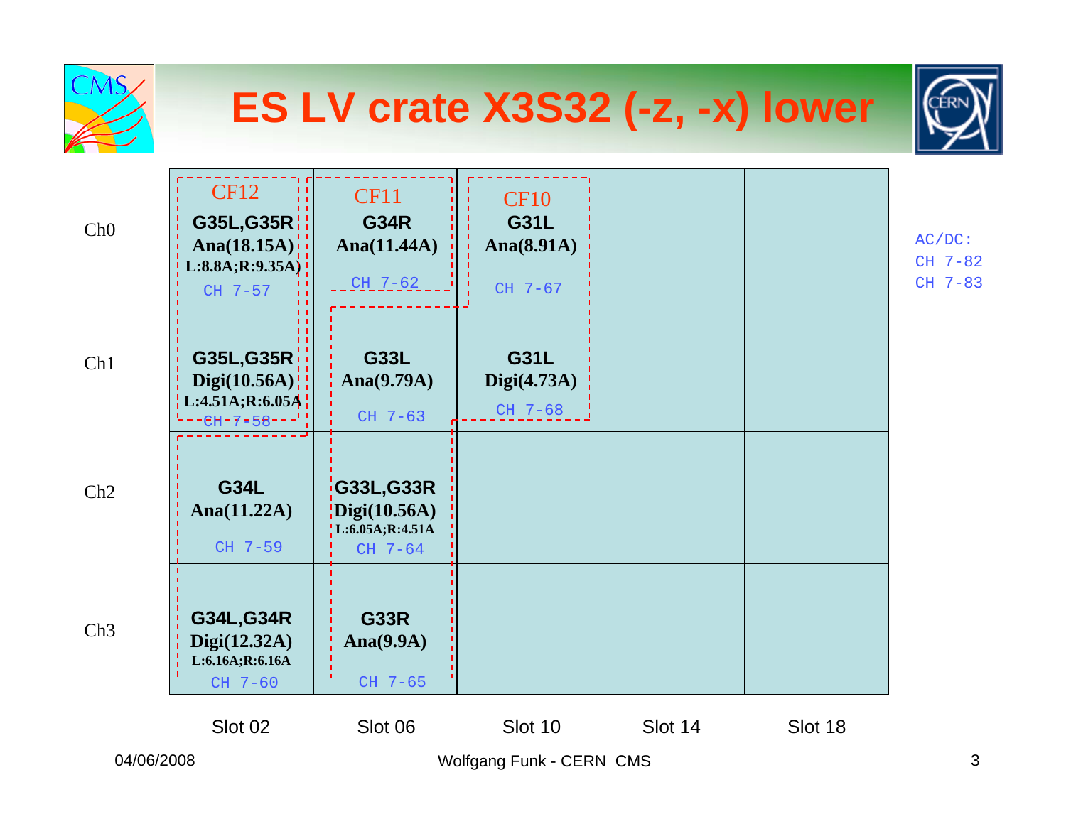# ES LV crate X3S32 (-z, -x) lower

| | Slot 02 | Slot 06 | Slot 10 | Slot 14 | Slot 18 |
|---|---|---|---|---|---|
| Ch0 | CF12 **G35L,G35R** Ana(18.15A) L:8.8A;R:9.35A CH 7-57 | CF11 **G34R** Ana(11.44A) CH 7-62 | CF10 **G31L** Ana(8.91A) CH 7-67 | | |
| Ch1 | **G35L,G35R** Digi(10.56A) L:4.51A;R:6.05A CH 7-58 | **G33L** Ana(9.79A) CH 7-63 | **G31L** Digi(4.73A) CH 7-68 | | |
| Ch2 | **G34L** Ana(11.22A) CH 7-59 | **G33L,G33R** Digi(10.56A) L:6.05A;R:4.51A CH 7-64 | | | |
| Ch3 | **G34L,G34R** Digi(12.32A) L:6.16A;R:6.16A CH 7-60 | **G33R** Ana(9.9A) CH 7-65 | | | |

AC/DC:
CH 7-82
CH 7-83

04/06/2008

Wolfgang Funk - CERN CMS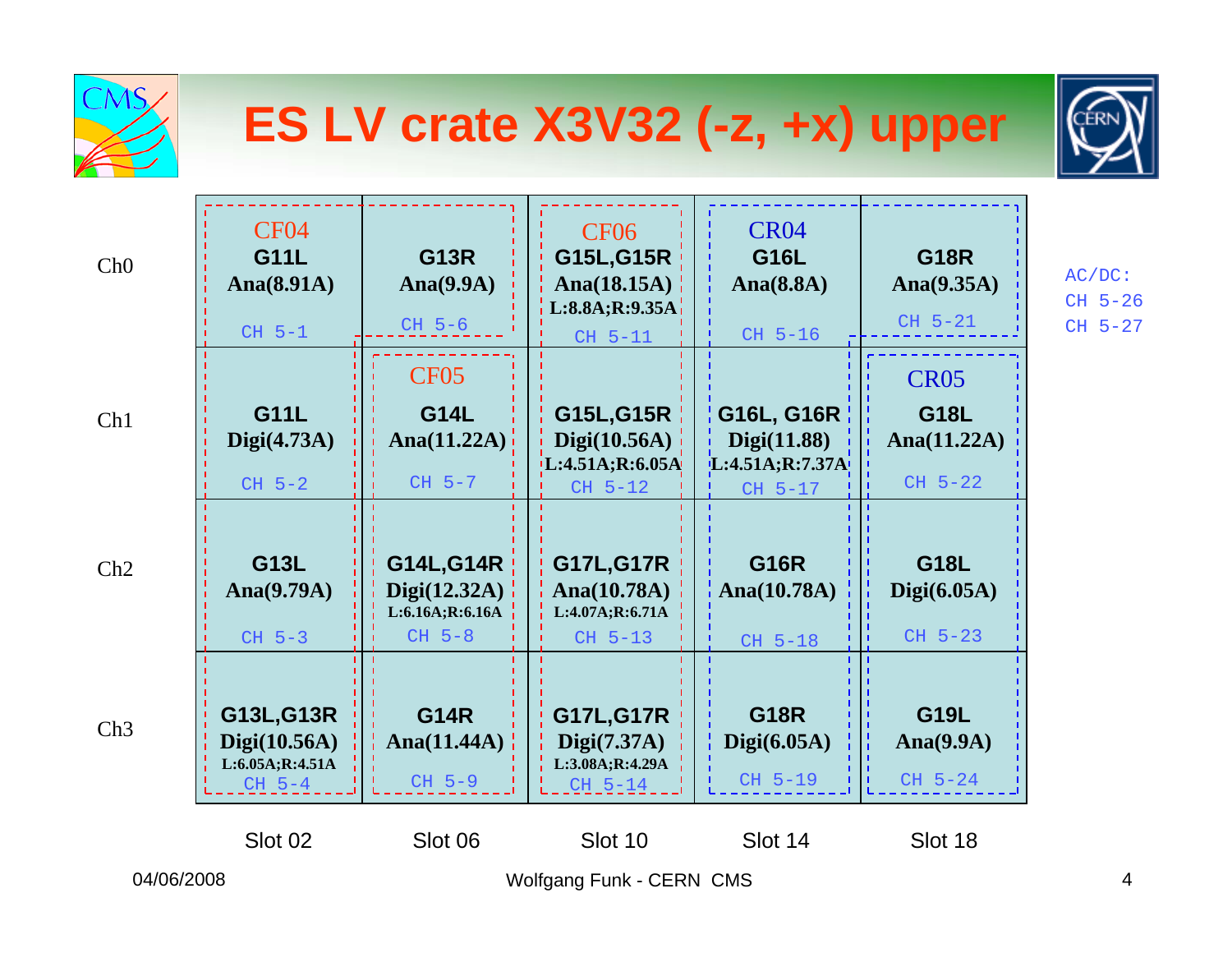# ES LV crate X3V32 (-z, +x) upper

| | Slot 02 | Slot 06 | Slot 10 | Slot 14 | Slot 18 |
|---|---|---|---|---|---|
| Ch0 | CF04 **G11L** Ana(8.91A) CH 5-1 | **G13R** Ana(9.9A) CH 5-6 | CF06 **G15L,G15R** Ana(18.15A) L:8.8A;R:9.35A CH 5-11 | CR04 **G16L** Ana(8.8A) CH 5-16 | **G18R** Ana(9.35A) CH 5-21 |
| Ch1 | **G11L** Digi(4.73A) CH 5-2 | CF05 **G14L** Ana(11.22A) CH 5-7 | **G15L,G15R** Digi(10.56A) L:4.51A;R:6.05A CH 5-12 | **G16L, G16R** Digi(11.88) L:4.51A;R:7.37A CH 5-17 | CR05 **G18L** Ana(11.22A) CH 5-22 |
| Ch2 | **G13L** Ana(9.79A) CH 5-3 | **G14L,G14R** Digi(12.32A) L:6.16A;R:6.16A CH 5-8 | **G17L,G17R** Ana(10.78A) L:4.07A;R:6.71A CH 5-13 | **G16R** Ana(10.78A) CH 5-18 | **G18L** Digi(6.05A) CH 5-23 |
| Ch3 | **G13L,G13R** Digi(10.56A) L:6.05A;R:4.51A CH 5-4 | **G14R** Ana(11.44A) CH 5-9 | **G17L,G17R** Digi(7.37A) L:3.08A;R:4.29A CH 5-14 | **G18R** Digi(6.05A) CH 5-19 | **G19L** Ana(9.9A) CH 5-24 |

AC/DC:
CH 5-26
CH 5-27

04/06/2008 Wolfgang Funk - CERN CMS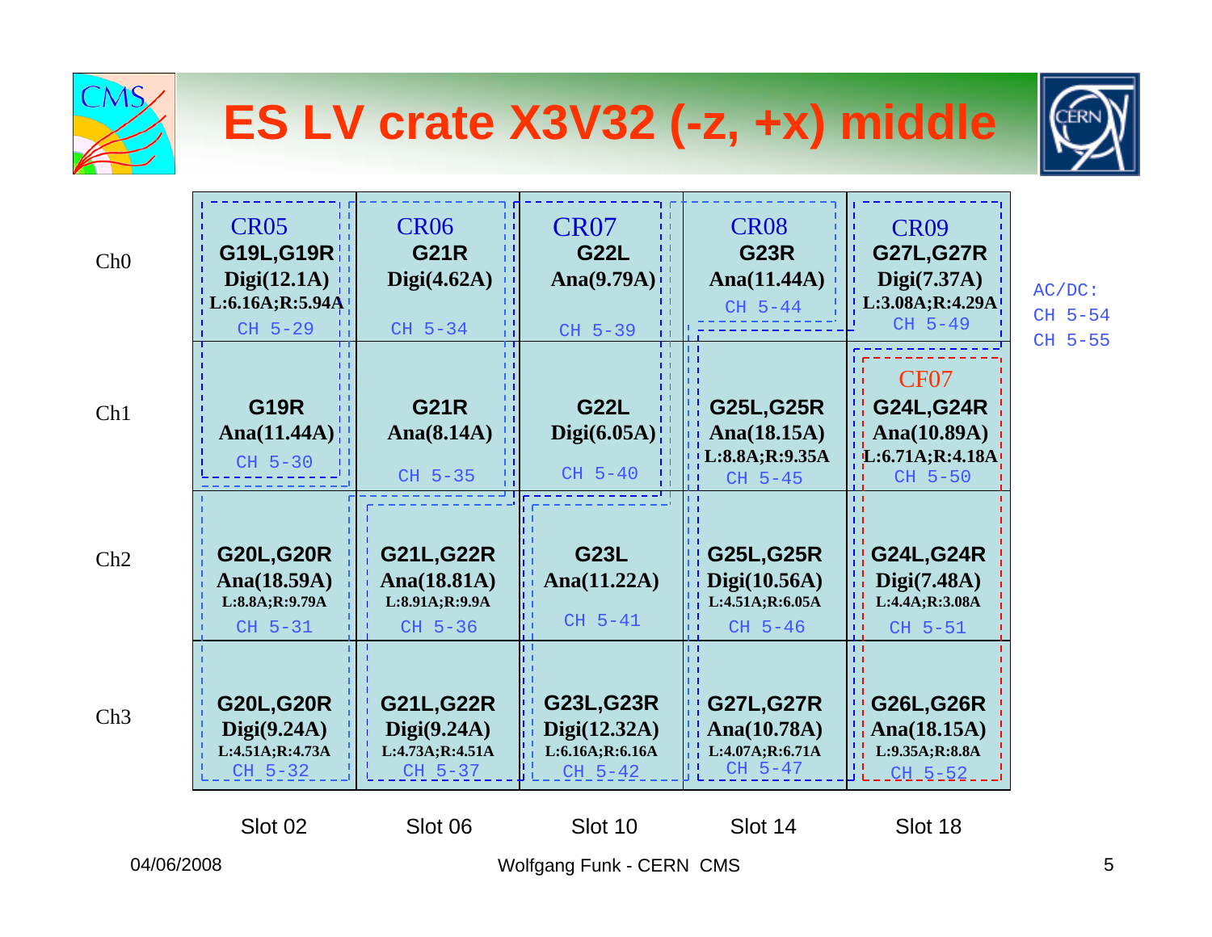# ES LV crate X3V32 (-z, +x) middle

| | Slot 02 | Slot 06 | Slot 10 | Slot 14 | Slot 18 |
|---|---|---|---|---|---|
| Ch0 | CR05 **G19L,G19R** Digi(12.1A) L:6.16A;R:5.94A CH 5-29 | CR06 **G21R** Digi(4.62A) CH 5-34 | CR07 **G22L** Ana(9.79A) CH 5-39 | CR08 **G23R** Ana(11.44A) CH 5-44 | CR09 **G27L,G27R** Digi(7.37A) L:3.08A;R:4.29A CH 5-49 |
| Ch1 | **G19R** Ana(11.44A) CH 5-30 | **G21R** Ana(8.14A) CH 5-35 | **G22L** Digi(6.05A) CH 5-40 | **G25L,G25R** Ana(18.15A) L:8.8A;R:9.35A CH 5-45 | CF07 **G24L,G24R** Ana(10.89A) L:6.71A;R:4.18A CH 5-50 |
| Ch2 | **G20L,G20R** Ana(18.59A) L:8.8A;R:9.79A CH 5-31 | **G21L,G22R** Ana(18.81A) L:8.91A;R:9.9A CH 5-36 | **G23L** Ana(11.22A) CH 5-41 | **G25L,G25R** Digi(10.56A) L:4.51A;R:6.05A CH 5-46 | **G24L,G24R** Digi(7.48A) L:4.4A;R:3.08A CH 5-51 |
| Ch3 | **G20L,G20R** Digi(9.24A) L:4.51A;R:4.73A CH 5-32 | **G21L,G22R** Digi(9.24A) L:4.73A;R:4.51A CH 5-37 | **G23L,G23R** Digi(12.32A) L:6.16A;R:6.16A CH 5-42 | **G27L,G27R** Ana(10.78A) L:4.07A;R:6.71A CH 5-47 | **G26L,G26R** Ana(18.15A) L:9.35A;R:8.8A CH 5-52 |

AC/DC:
CH 5-54
CH 5-55

04/06/2008

Wolfgang Funk - CERN CMS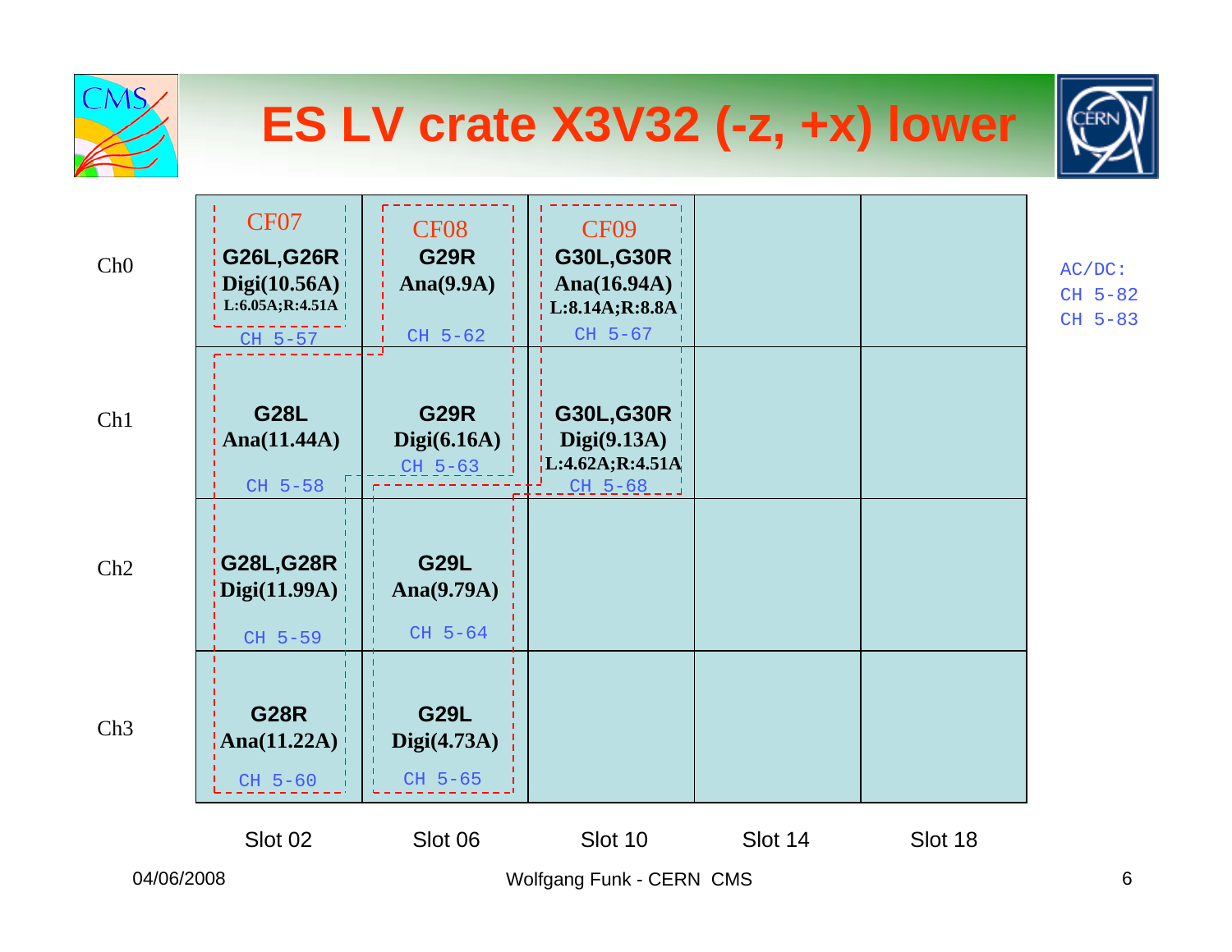# ES LV crate X3V32 (-z, +x) lower

| | Slot 02 | Slot 06 | Slot 10 | Slot 14 | Slot 18 |
|---|---|---|---|---|---|
| Ch0 | CF07 **G26L,G26R** Digi(10.56A) L:6.05A;R:4.51A CH 5-57 | CF08 **G29R** Ana(9.9A) CH 5-62 | CF09 **G30L,G30R** Ana(16.94A) L:8.14A;R:8.8A CH 5-67 | | |
| Ch1 | **G28L** Ana(11.44A) CH 5-58 | **G29R** Digi(6.16A) CH 5-63 | **G30L,G30R** Digi(9.13A) L:4.62A;R:4.51A CH 5-68 | | |
| Ch2 | **G28L,G28R** Digi(11.99A) CH 5-59 | **G29L** Ana(9.79A) CH 5-64 | | | |
| Ch3 | **G28R** Ana(11.22A) CH 5-60 | **G29L** Digi(4.73A) CH 5-65 | | | |

AC/DC:
CH 5-82
CH 5-83

04/06/2008

Wolfgang Funk - CERN CMS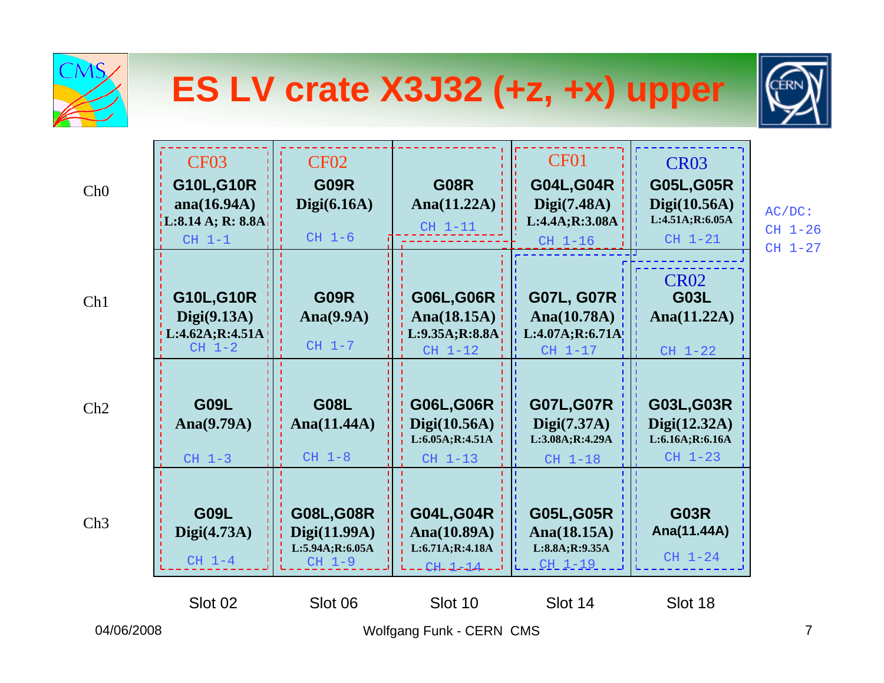# ES LV crate X3J32 (+z, +x) upper

| | Slot 02 | Slot 06 | Slot 10 | Slot 14 | Slot 18 |
|---|---|---|---|---|---|
| Ch0 | CF03<br>**G10L,G10R**<br>**ana(16.94A)**<br>**L:8.14 A; R: 8.8A**<br>CH 1-1 | CF02<br>**G09R**<br>**Digi(6.16A)**<br>CH 1-6 | **G08R**<br>**Ana(11.22A)**<br>CH 1-11 | CF01<br>**G04L,G04R**<br>**Digi(7.48A)**<br>**L:4.4A;R:3.08A**<br>CH 1-16 | CR03<br>**G05L,G05R**<br>**Digi(10.56A)**<br>**L:4.51A;R:6.05A**<br>CH 1-21 |
| Ch1 | **G10L,G10R**<br>**Digi(9.13A)**<br>**L:4.62A;R:4.51A**<br>CH 1-2 | **G09R**<br>**Ana(9.9A)**<br>CH 1-7 | **G06L,G06R**<br>**Ana(18.15A)**<br>**L:9.35A;R:8.8A**<br>CH 1-12 | **G07L, G07R**<br>**Ana(10.78A)**<br>**L:4.07A;R:6.71A**<br>CH 1-17 | CR02<br>**G03L**<br>**Ana(11.22A)**<br>CH 1-22 |
| Ch2 | **G09L**<br>**Ana(9.79A)**<br>CH 1-3 | **G08L**<br>**Ana(11.44A)**<br>CH 1-8 | **G06L,G06R**<br>**Digi(10.56A)**<br>**L:6.05A;R:4.51A**<br>CH 1-13 | **G07L,G07R**<br>**Digi(7.37A)**<br>**L:3.08A;R:4.29A**<br>CH 1-18 | **G03L,G03R**<br>**Digi(12.32A)**<br>**L:6.16A;R:6.16A**<br>CH 1-23 |
| Ch3 | **G09L**<br>**Digi(4.73A)**<br>CH 1-4 | **G08L,G08R**<br>**Digi(11.99A)**<br>**L:5.94A;R:6.05A**<br>CH 1-9 | **G04L,G04R**<br>**Ana(10.89A)**<br>**L:6.71A;R:4.18A**<br>CH 1-14 | **G05L,G05R**<br>**Ana(18.15A)**<br>**L:8.8A;R:9.35A**<br>CH 1-19 | **G03R**<br>**Ana(11.44A)**<br>CH 1-24 |

AC/DC:
CH 1-26
CH 1-27

04/06/2008 Wolfgang Funk - CERN CMS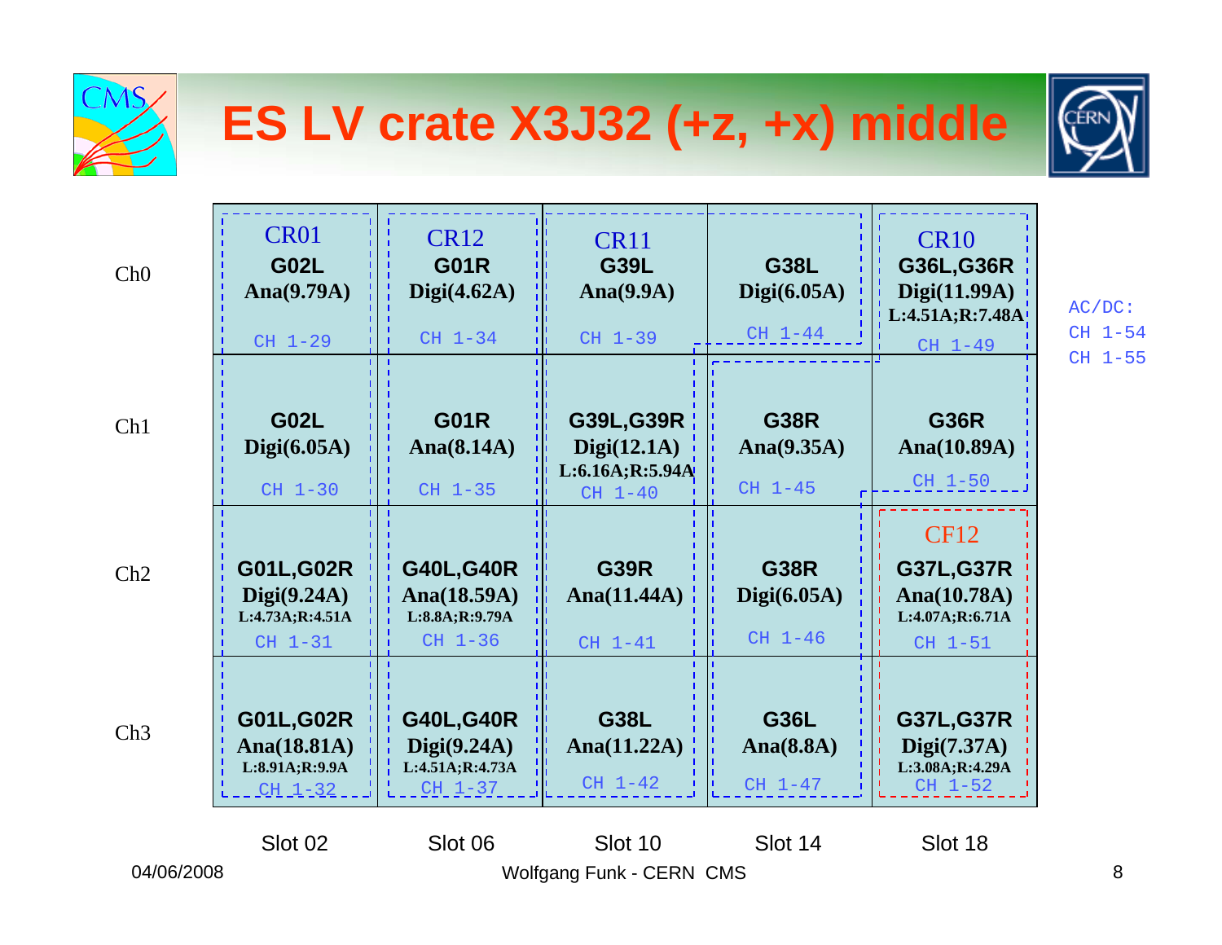# ES LV crate X3J32 (+z, +x) middle

| | Slot 02 | Slot 06 | Slot 10 | Slot 14 | Slot 18 |
|---|---|---|---|---|---|
| Ch0 | CR01<br>**G02L**<br>**Ana(9.79A)**<br>CH 1-29 | CR12<br>**G01R**<br>**Digi(4.62A)**<br>CH 1-34 | CR11<br>**G39L**<br>**Ana(9.9A)**<br>CH 1-39 | **G38L**<br>**Digi(6.05A)**<br>CH 1-44 | CR10<br>**G36L,G36R**<br>**Digi(11.99A)**<br>**L:4.51A;R:7.48A**<br>CH 1-49 |
| Ch1 | **G02L**<br>**Digi(6.05A)**<br>CH 1-30 | **G01R**<br>**Ana(8.14A)**<br>CH 1-35 | **G39L,G39R**<br>**Digi(12.1A)**<br>**L:6.16A;R:5.94A**<br>CH 1-40 | **G38R**<br>**Ana(9.35A)**<br>CH 1-45 | **G36R**<br>**Ana(10.89A)**<br>CH 1-50 |
| Ch2 | **G01L,G02R**<br>**Digi(9.24A)**<br>**L:4.73A;R:4.51A**<br>CH 1-31 | **G40L,G40R**<br>**Ana(18.59A)**<br>**L:8.8A;R:9.79A**<br>CH 1-36 | **G39R**<br>**Ana(11.44A)**<br>CH 1-41 | **G38R**<br>**Digi(6.05A)**<br>CH 1-46 | CF12<br>**G37L,G37R**<br>**Ana(10.78A)**<br>**L:4.07A;R:6.71A**<br>CH 1-51 |
| Ch3 | **G01L,G02R**<br>**Ana(18.81A)**<br>**L:8.91A;R:9.9A**<br>CH 1-32 | **G40L,G40R**<br>**Digi(9.24A)**<br>**L:4.51A;R:4.73A**<br>CH 1-37 | **G38L**<br>**Ana(11.22A)**<br>CH 1-42 | **G36L**<br>**Ana(8.8A)**<br>CH 1-47 | **G37L,G37R**<br>**Digi(7.37A)**<br>**L:3.08A;R:4.29A**<br>CH 1-52 |

AC/DC:
CH 1-54
CH 1-55

04/06/2008

Wolfgang Funk - CERN CMS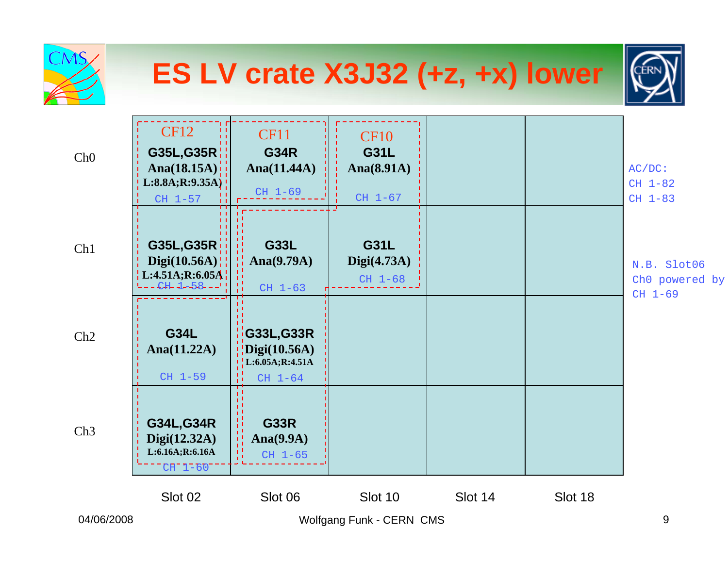# ES LV crate X3J32 (+z, +x) lower

| | Slot 02 | Slot 06 | Slot 10 | Slot 14 | Slot 18 |
|---|---|---|---|---|---|
| Ch0 | CF12<br>**G35L,G35R**<br>**Ana(18.15A)**<br>L:8.8A;R:9.35A<br>CH 1-57 | CF11<br>**G34R**<br>**Ana(11.44A)**<br>CH 1-69 | CF10<br>**G31L**<br>**Ana(8.91A)**<br>CH 1-67 | | |
| Ch1 | **G35L,G35R**<br>**Digi(10.56A)**<br>L:4.51A;R:6.05A<br>CH 1-58 | **G33L**<br>**Ana(9.79A)**<br>CH 1-63 | **G31L**<br>**Digi(4.73A)**<br>CH 1-68 | | |
| Ch2 | **G34L**<br>**Ana(11.22A)**<br>CH 1-59 | **G33L,G33R**<br>**Digi(10.56A)**<br>L:6.05A;R:4.51A<br>CH 1-64 | | | |
| Ch3 | **G34L,G34R**<br>**Digi(12.32A)**<br>L:6.16A;R:6.16A<br>CH 1-60 | **G33R**<br>**Ana(9.9A)**<br>CH 1-65 | | | |

AC/DC:
CH 1-82
CH 1-83

N.B. Slot06 Ch0 powered by CH 1-69

04/06/2008

Wolfgang Funk - CERN CMS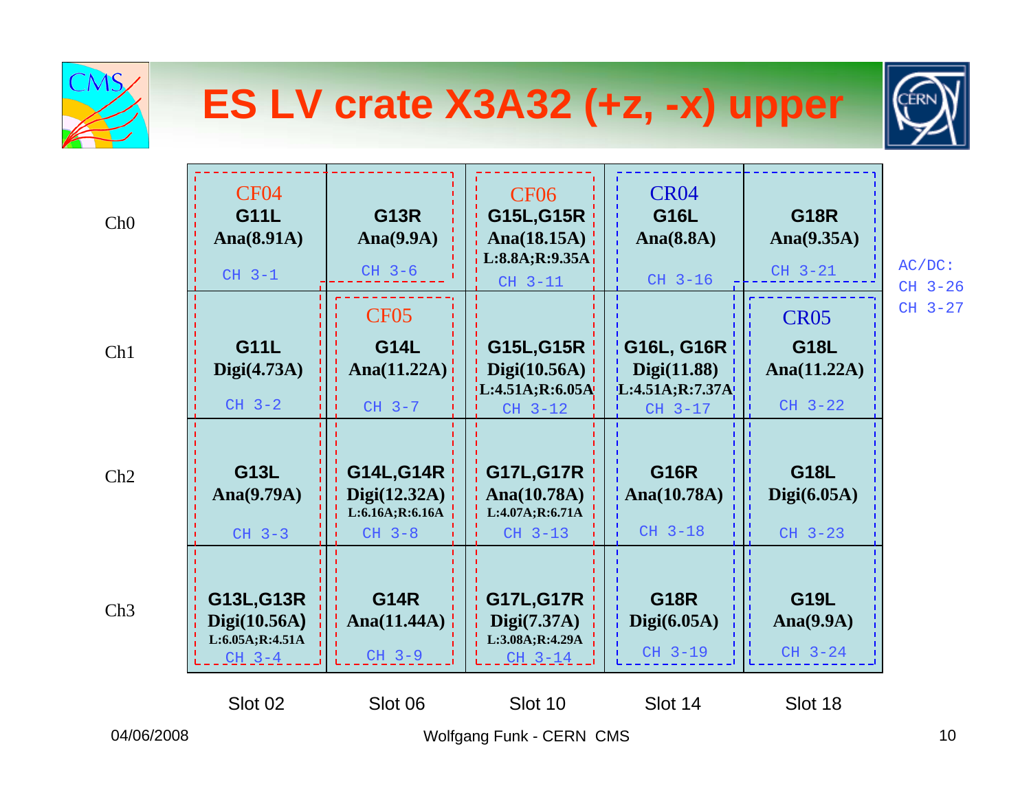# ES LV crate X3A32 (+z, -x) upper

| | Slot 02 | Slot 06 | Slot 10 | Slot 14 | Slot 18 |
|---|---|---|---|---|---|
| Ch0 | CF04<br>**G11L**<br>Ana(8.91A)<br>CH 3-1 | **G13R**<br>Ana(9.9A)<br>CH 3-6 | CF06<br>**G15L,G15R**<br>Ana(18.15A)<br>L:8.8A;R:9.35A<br>CH 3-11 | CR04<br>**G16L**<br>Ana(8.8A)<br>CH 3-16 | **G18R**<br>Ana(9.35A)<br>CH 3-21 |
| Ch1 | **G11L**<br>Digi(4.73A)<br>CH 3-2 | CF05<br>**G14L**<br>Ana(11.22A)<br>CH 3-7 | **G15L,G15R**<br>Digi(10.56A)<br>L:4.51A;R:6.05A<br>CH 3-12 | **G16L, G16R**<br>Digi(11.88)<br>L:4.51A;R:7.37A<br>CH 3-17 | CR05<br>**G18L**<br>Ana(11.22A)<br>CH 3-22 |
| Ch2 | **G13L**<br>Ana(9.79A)<br>CH 3-3 | **G14L,G14R**<br>Digi(12.32A)<br>L:6.16A;R:6.16A<br>CH 3-8 | **G17L,G17R**<br>Ana(10.78A)<br>L:4.07A;R:6.71A<br>CH 3-13 | **G16R**<br>Ana(10.78A)<br>CH 3-18 | **G18L**<br>Digi(6.05A)<br>CH 3-23 |
| Ch3 | **G13L,G13R**<br>Digi(10.56A)<br>L:6.05A;R:4.51A<br>CH 3-4 | **G14R**<br>Ana(11.44A)<br>CH 3-9 | **G17L,G17R**<br>Digi(7.37A)<br>L:3.08A;R:4.29A<br>CH 3-14 | **G18R**<br>Digi(6.05A)<br>CH 3-19 | **G19L**<br>Ana(9.9A)<br>CH 3-24 |

AC/DC:
CH 3-26
CH 3-27

04/06/2008 Wolfgang Funk - CERN CMS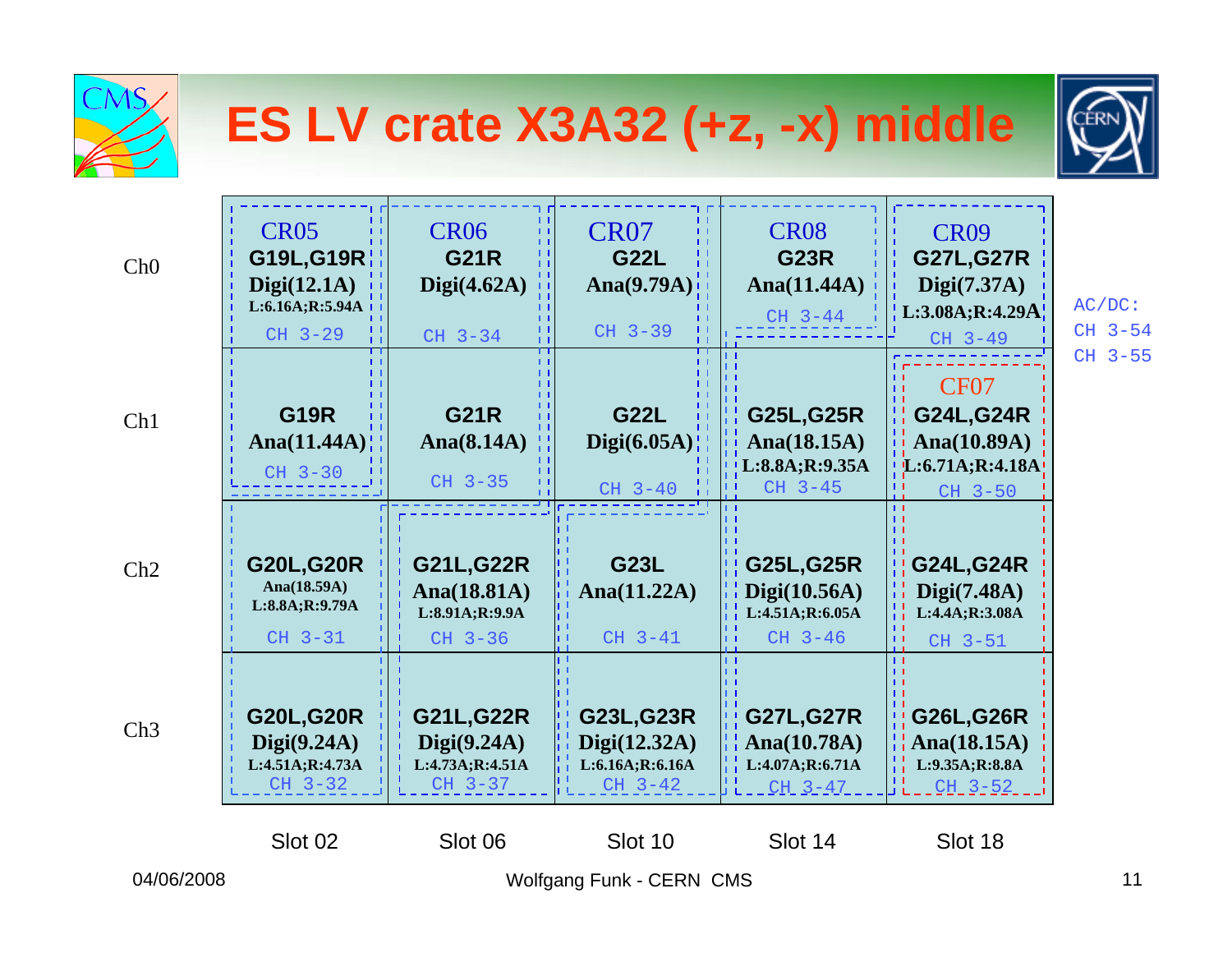# ES LV crate X3A32 (+z, -x) middle

| | Slot 02 | Slot 06 | Slot 10 | Slot 14 | Slot 18 |
|---|---|---|---|---|---|
| Ch0 | CR05 **G19L,G19R** Digi(12.1A) L:6.16A;R:5.94A CH 3-29 | CR06 **G21R** Digi(4.62A) CH 3-34 | CR07 **G22L** Ana(9.79A) CH 3-39 | CR08 **G23R** Ana(11.44A) CH 3-44 | CR09 **G27L,G27R** Digi(7.37A) L:3.08A;R:4.29A CH 3-49 |
| Ch1 | **G19R** Ana(11.44A) CH 3-30 | **G21R** Ana(8.14A) CH 3-35 | **G22L** Digi(6.05A) CH 3-40 | **G25L,G25R** Ana(18.15A) L:8.8A;R:9.35A CH 3-45 | CF07 **G24L,G24R** Ana(10.89A) L:6.71A;R:4.18A CH 3-50 |
| Ch2 | **G20L,G20R** Ana(18.59A) L:8.8A;R:9.79A CH 3-31 | **G21L,G22R** Ana(18.81A) L:8.91A;R:9.9A CH 3-36 | **G23L** Ana(11.22A) CH 3-41 | **G25L,G25R** Digi(10.56A) L:4.51A;R:6.05A CH 3-46 | **G24L,G24R** Digi(7.48A) L:4.4A;R:3.08A CH 3-51 |
| Ch3 | **G20L,G20R** Digi(9.24A) L:4.51A;R:4.73A CH 3-32 | **G21L,G22R** Digi(9.24A) L:4.73A;R:4.51A CH 3-37 | **G23L,G23R** Digi(12.32A) L:6.16A;R:6.16A CH 3-42 | **G27L,G27R** Ana(10.78A) L:4.07A;R:6.71A CH 3-47 | **G26L,G26R** Ana(18.15A) L:9.35A;R:8.8A CH 3-52 |

AC/DC:
CH 3-54
CH 3-55

04/06/2008

Wolfgang Funk - CERN CMS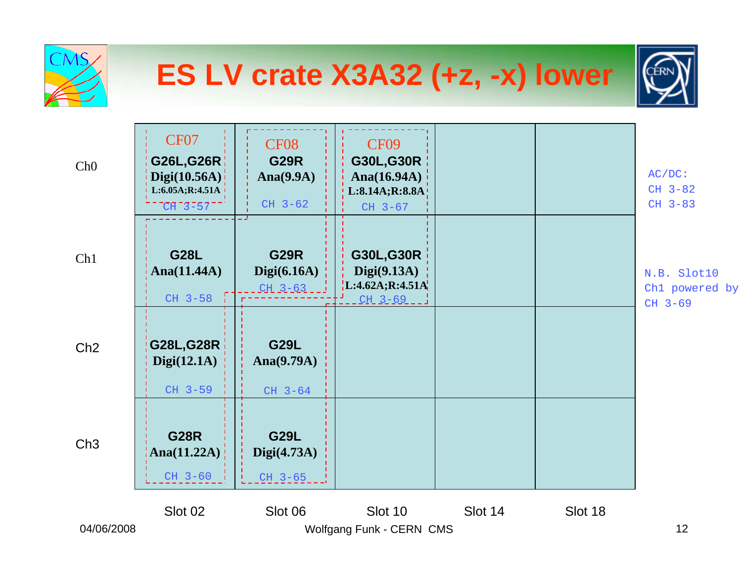# ES LV crate X3A32 (+z, -x) lower

| | Slot 02 | Slot 06 | Slot 10 | Slot 14 | Slot 18 |
|---|---|---|---|---|---|
| Ch0 | CF07<br>G26L,G26R<br>Digi(10.56A)<br>L:6.05A;R:4.51A<br>CH 3-57 | CF08<br>G29R<br>Ana(9.9A)<br>CH 3-62 | CF09<br>G30L,G30R<br>Ana(16.94A)<br>L:8.14A;R:8.8A<br>CH 3-67 | | |
| Ch1 | G28L<br>Ana(11.44A)<br>CH 3-58 | G29R<br>Digi(6.16A)<br>CH 3-63 | G30L,G30R<br>Digi(9.13A)<br>L:4.62A;R:4.51A<br>CH 3-69 | | |
| Ch2 | G28L,G28R<br>Digi(12.1A)<br>CH 3-59 | G29L<br>Ana(9.79A)<br>CH 3-64 | | | |
| Ch3 | G28R<br>Ana(11.22A)<br>CH 3-60 | G29L<br>Digi(4.73A)<br>CH 3-65 | | | |

AC/DC:
CH 3-82
CH 3-83

N.B. Slot10 Ch1 powered by CH 3-69

04/06/2008

Wolfgang Funk - CERN CMS